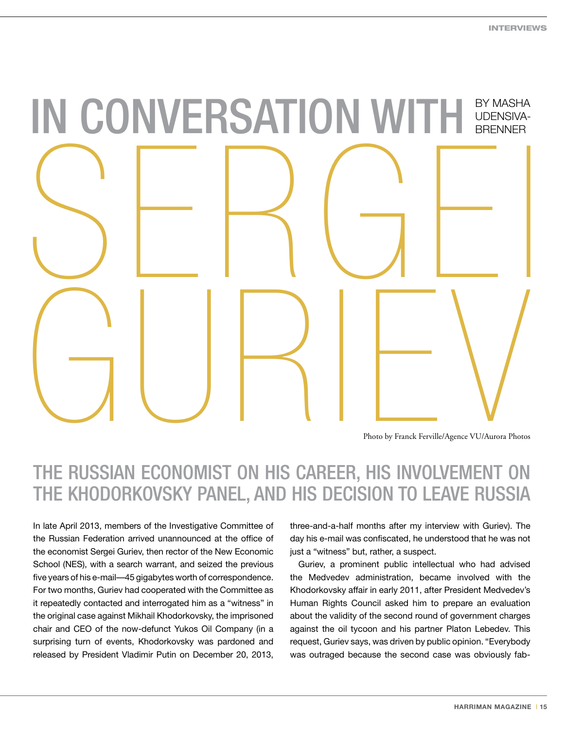# IN CONVERSATION WITH SERGEI GURIEV

BY MASHA UDENSIVA-BRENNER

Photo by Franck Ferville/Agence VU/Aurora Photos

## THE RUSSIAN ECONOMIST ON HIS CAREER, HIS INVOLVEMENT ON THE KHODORKOVSKY PANEL, AND HIS DECISION TO LEAVE RUSSIA

In late April 2013, members of the Investigative Committee of the Russian Federation arrived unannounced at the office of the economist Sergei Guriev, then rector of the New Economic School (NES), with a search warrant, and seized the previous five years of his e-mail—45 gigabytes worth of correspondence. For two months, Guriev had cooperated with the Committee as it repeatedly contacted and interrogated him as a "witness" in the original case against Mikhail Khodorkovsky, the imprisoned chair and CEO of the now-defunct Yukos Oil Company (in a surprising turn of events, Khodorkovsky was pardoned and released by President Vladimir Putin on December 20, 2013, three-and-a-half months after my interview with Guriev). The day his e-mail was confiscated, he understood that he was not just a "witness" but, rather, a suspect.

Guriev, a prominent public intellectual who had advised the Medvedev administration, became involved with the Khodorkovsky affair in early 2011, after President Medvedev's Human Rights Council asked him to prepare an evaluation about the validity of the second round of government charges against the oil tycoon and his partner Platon Lebedev. This request, Guriev says, was driven by public opinion. "Everybody was outraged because the second case was obviously fab-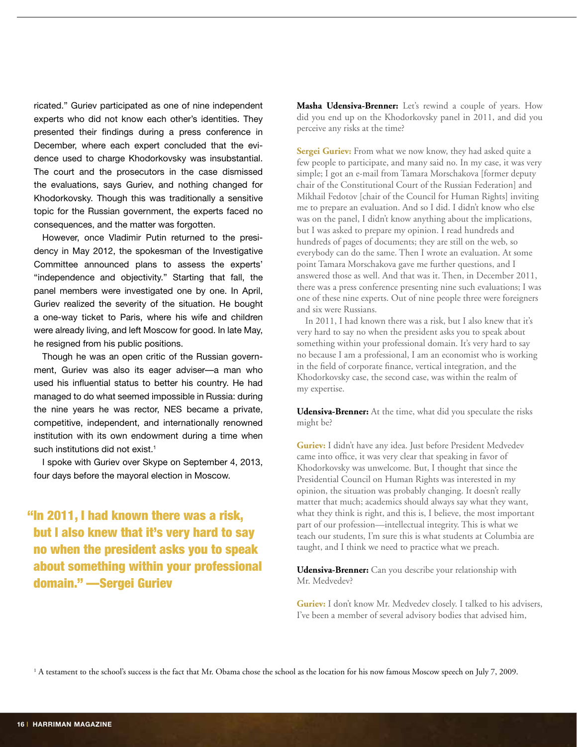ricated." Guriev participated as one of nine independent experts who did not know each other's identities. They presented their findings during a press conference in December, where each expert concluded that the evidence used to charge Khodorkovsky was insubstantial. The court and the prosecutors in the case dismissed the evaluations, says Guriev, and nothing changed for Khodorkovsky. Though this was traditionally a sensitive topic for the Russian government, the experts faced no consequences, and the matter was forgotten.

However, once Vladimir Putin returned to the presidency in May 2012, the spokesman of the Investigative Committee announced plans to assess the experts' "independence and objectivity." Starting that fall, the panel members were investigated one by one. In April, Guriev realized the severity of the situation. He bought a one-way ticket to Paris, where his wife and children were already living, and left Moscow for good. In late May, he resigned from his public positions.

Though he was an open critic of the Russian government, Guriev was also its eager adviser—a man who used his influential status to better his country. He had managed to do what seemed impossible in Russia: during the nine years he was rector, NES became a private, competitive, independent, and internationally renowned institution with its own endowment during a time when such institutions did not exist.[1]

I spoke with Guriev over Skype on September 4, 2013, four days before the mayoral election in Moscow.

> **"In 2011, I had known there was a risk, but I also knew that it's very hard to say no when the president asks you to speak about something within your professional domain." —Sergei Guriev**

**Masha Udensiva-Brenner:** Let's rewind a couple of years. How did you end up on the Khodorkovsky panel in 2011, and did you perceive any risks at the time?

**Sergei Guriev:** From what we now know, they had asked quite a few people to participate, and many said no. In my case, it was very simple; I got an e-mail from Tamara Morschakova [former deputy chair of the Constitutional Court of the Russian Federation] and Mikhail Fedotov [chair of the Council for Human Rights] inviting me to prepare an evaluation. And so I did. I didn't know who else was on the panel, I didn't know anything about the implications, but I was asked to prepare my opinion. I read hundreds and hundreds of pages of documents; they are still on the web, so everybody can do the same. Then I wrote an evaluation. At some point Tamara Morschakova gave me further questions, and I answered those as well. And that was it. Then, in December 2011, there was a press conference presenting nine such evaluations; I was one of these nine experts. Out of nine people three were foreigners and six were Russians.

In 2011, I had known there was a risk, but I also knew that it's very hard to say no when the president asks you to speak about something within your professional domain. It's very hard to say no because I am a professional, I am an economist who is working in the field of corporate finance, vertical integration, and the Khodorkovsky case, the second case, was within the realm of my expertise.

**Udensiva-Brenner:** At the time, what did you speculate the risks might be?

**Guriev:** I didn't have any idea. Just before President Medvedev came into office, it was very clear that speaking in favor of Khodorkovsky was unwelcome. But, I thought that since the Presidential Council on Human Rights was interested in my opinion, the situation was probably changing. It doesn't really matter that much; academics should always say what they want, what they think is right, and this is, I believe, the most important part of our profession—intellectual integrity. This is what we teach our students, I'm sure this is what students at Columbia are taught, and I think we need to practice what we preach.

**Udensiva-Brenner:** Can you describe your relationship with Mr. Medvedev?

**Guriev:** I don't know Mr. Medvedev closely. I talked to his advisers, I've been a member of several advisory bodies that advised him,

[1] A testament to the school's success is the fact that Mr. Obama chose the school as the location for his now famous Moscow speech on July 7, 2009.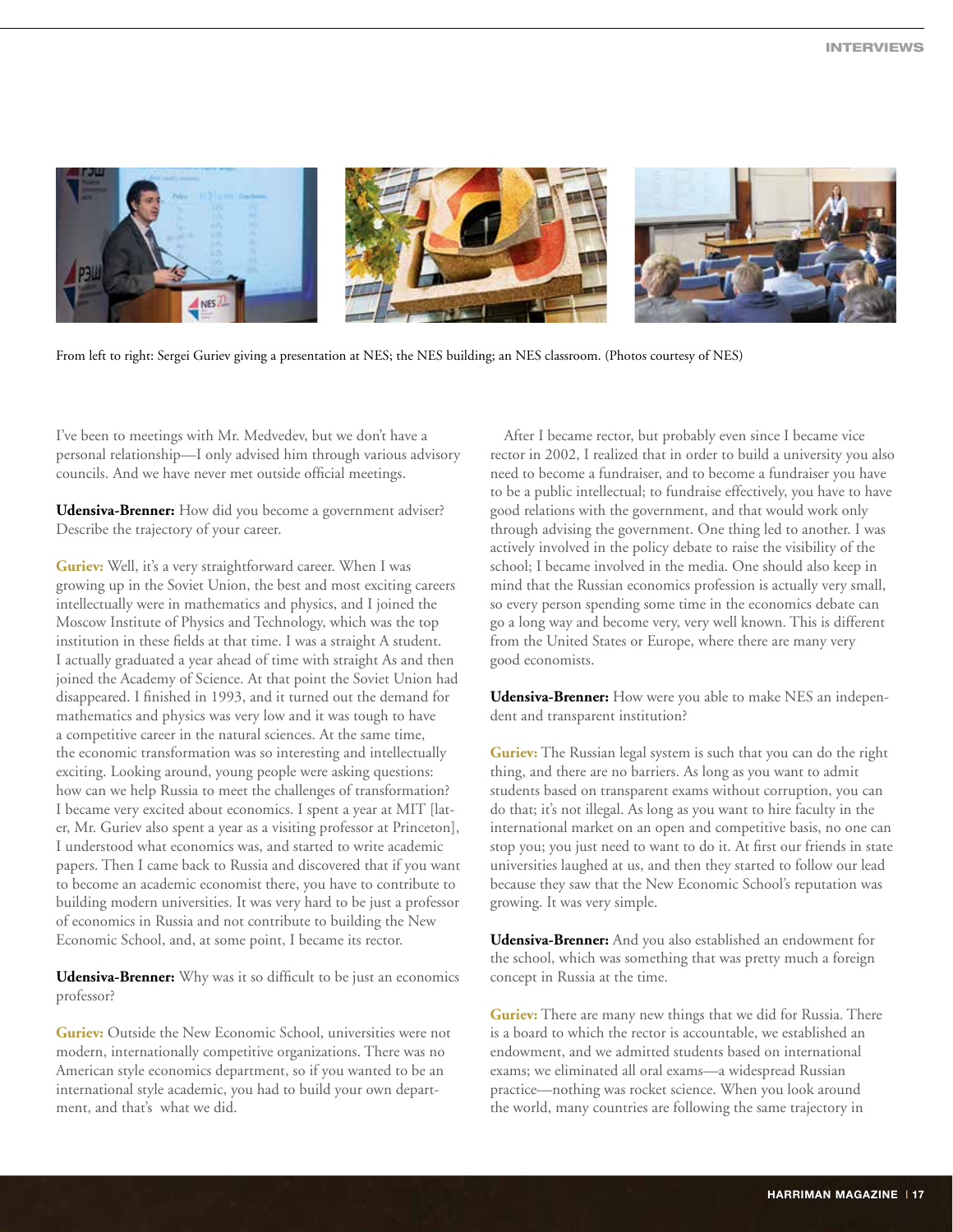From left to right: Sergei Guriev giving a presentation at NES; the NES building; an NES classroom. (Photos courtesy of NES)

I've been to meetings with Mr. Medvedev, but we don't have a personal relationship—I only advised him through various advisory councils. And we have never met outside official meetings.

**Udensiva-Brenner:** How did you become a government adviser? Describe the trajectory of your career.

**Guriev:** Well, it's a very straightforward career. When I was growing up in the Soviet Union, the best and most exciting careers intellectually were in mathematics and physics, and I joined the Moscow Institute of Physics and Technology, which was the top institution in these fields at that time. I was a straight A student. I actually graduated a year ahead of time with straight As and then joined the Academy of Science. At that point the Soviet Union had disappeared. I finished in 1993, and it turned out the demand for mathematics and physics was very low and it was tough to have a competitive career in the natural sciences. At the same time, the economic transformation was so interesting and intellectually exciting. Looking around, young people were asking questions: how can we help Russia to meet the challenges of transformation? I became very excited about economics. I spent a year at MIT [later, Mr. Guriev also spent a year as a visiting professor at Princeton], I understood what economics was, and started to write academic papers. Then I came back to Russia and discovered that if you want to become an academic economist there, you have to contribute to building modern universities. It was very hard to be just a professor of economics in Russia and not contribute to building the New Economic School, and, at some point, I became its rector.

**Udensiva-Brenner:** Why was it so difficult to be just an economics professor?

**Guriev:** Outside the New Economic School, universities were not modern, internationally competitive organizations. There was no American style economics department, so if you wanted to be an international style academic, you had to build your own department, and that's what we did.

After I became rector, but probably even since I became vice rector in 2002, I realized that in order to build a university you also need to become a fundraiser, and to become a fundraiser you have to be a public intellectual; to fundraise effectively, you have to have good relations with the government, and that would work only through advising the government. One thing led to another. I was actively involved in the policy debate to raise the visibility of the school; I became involved in the media. One should also keep in mind that the Russian economics profession is actually very small, so every person spending some time in the economics debate can go a long way and become very, very well known. This is different from the United States or Europe, where there are many very good economists.

**Udensiva-Brenner:** How were you able to make NES an independent and transparent institution?

**Guriev:** The Russian legal system is such that you can do the right thing, and there are no barriers. As long as you want to admit students based on transparent exams without corruption, you can do that; it's not illegal. As long as you want to hire faculty in the international market on an open and competitive basis, no one can stop you; you just need to want to do it. At first our friends in state universities laughed at us, and then they started to follow our lead because they saw that the New Economic School's reputation was growing. It was very simple.

**Udensiva-Brenner:** And you also established an endowment for the school, which was something that was pretty much a foreign concept in Russia at the time.

**Guriev:** There are many new things that we did for Russia. There is a board to which the rector is accountable, we established an endowment, and we admitted students based on international exams; we eliminated all oral exams—a widespread Russian practice—nothing was rocket science. When you look around the world, many countries are following the same trajectory in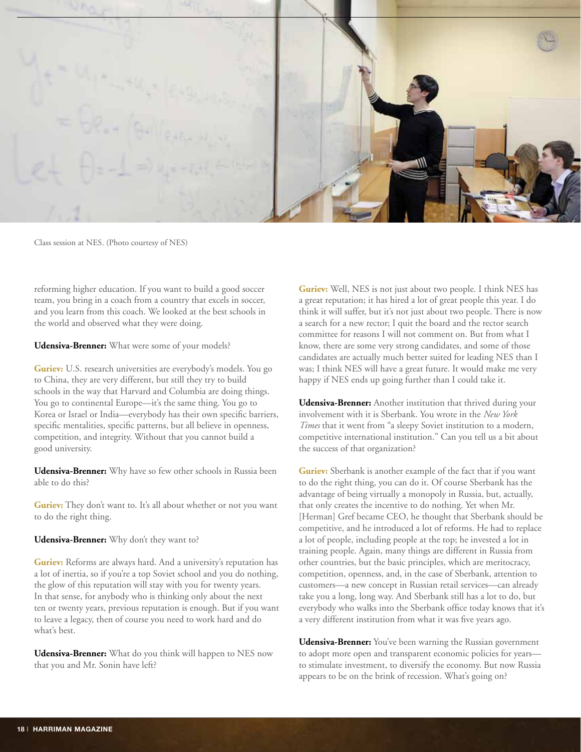Class session at NES. (Photo courtesy of NES)

reforming higher education. If you want to build a good soccer team, you bring in a coach from a country that excels in soccer, and you learn from this coach. We looked at the best schools in the world and observed what they were doing.

**Udensiva-Brenner:** What were some of your models?

**Guriev:** U.S. research universities are everybody's models. You go to China, they are very different, but still they try to build schools in the way that Harvard and Columbia are doing things. You go to continental Europe—it's the same thing. You go to Korea or Israel or India—everybody has their own specific barriers, specific mentalities, specific patterns, but all believe in openness, competition, and integrity. Without that you cannot build a good university.

**Udensiva-Brenner:** Why have so few other schools in Russia been able to do this?

**Guriev:** They don't want to. It's all about whether or not you want to do the right thing.

**Udensiva-Brenner:** Why don't they want to?

**Guriev:** Reforms are always hard. And a university's reputation has a lot of inertia, so if you're a top Soviet school and you do nothing, the glow of this reputation will stay with you for twenty years. In that sense, for anybody who is thinking only about the next ten or twenty years, previous reputation is enough. But if you want to leave a legacy, then of course you need to work hard and do what's best.

**Udensiva-Brenner:** What do you think will happen to NES now that you and Mr. Sonin have left?

**Guriev:** Well, NES is not just about two people. I think NES has a great reputation; it has hired a lot of great people this year. I do think it will suffer, but it's not just about two people. There is now a search for a new rector; I quit the board and the rector search committee for reasons I will not comment on. But from what I know, there are some very strong candidates, and some of those candidates are actually much better suited for leading NES than I was; I think NES will have a great future. It would make me very happy if NES ends up going further than I could take it.

**Udensiva-Brenner:** Another institution that thrived during your involvement with it is Sberbank. You wrote in the *New York Times* that it went from "a sleepy Soviet institution to a modern, competitive international institution." Can you tell us a bit about the success of that organization?

**Guriev:** Sberbank is another example of the fact that if you want to do the right thing, you can do it. Of course Sberbank has the advantage of being virtually a monopoly in Russia, but, actually, that only creates the incentive to do nothing. Yet when Mr. [Herman] Gref became CEO, he thought that Sberbank should be competitive, and he introduced a lot of reforms. He had to replace a lot of people, including people at the top; he invested a lot in training people. Again, many things are different in Russia from other countries, but the basic principles, which are meritocracy, competition, openness, and, in the case of Sberbank, attention to customers—a new concept in Russian retail services—can already take you a long, long way. And Sberbank still has a lot to do, but everybody who walks into the Sberbank office today knows that it's a very different institution from what it was five years ago.

**Udensiva-Brenner:** You've been warning the Russian government to adopt more open and transparent economic policies for years—to stimulate investment, to diversify the economy. But now Russia appears to be on the brink of recession. What's going on?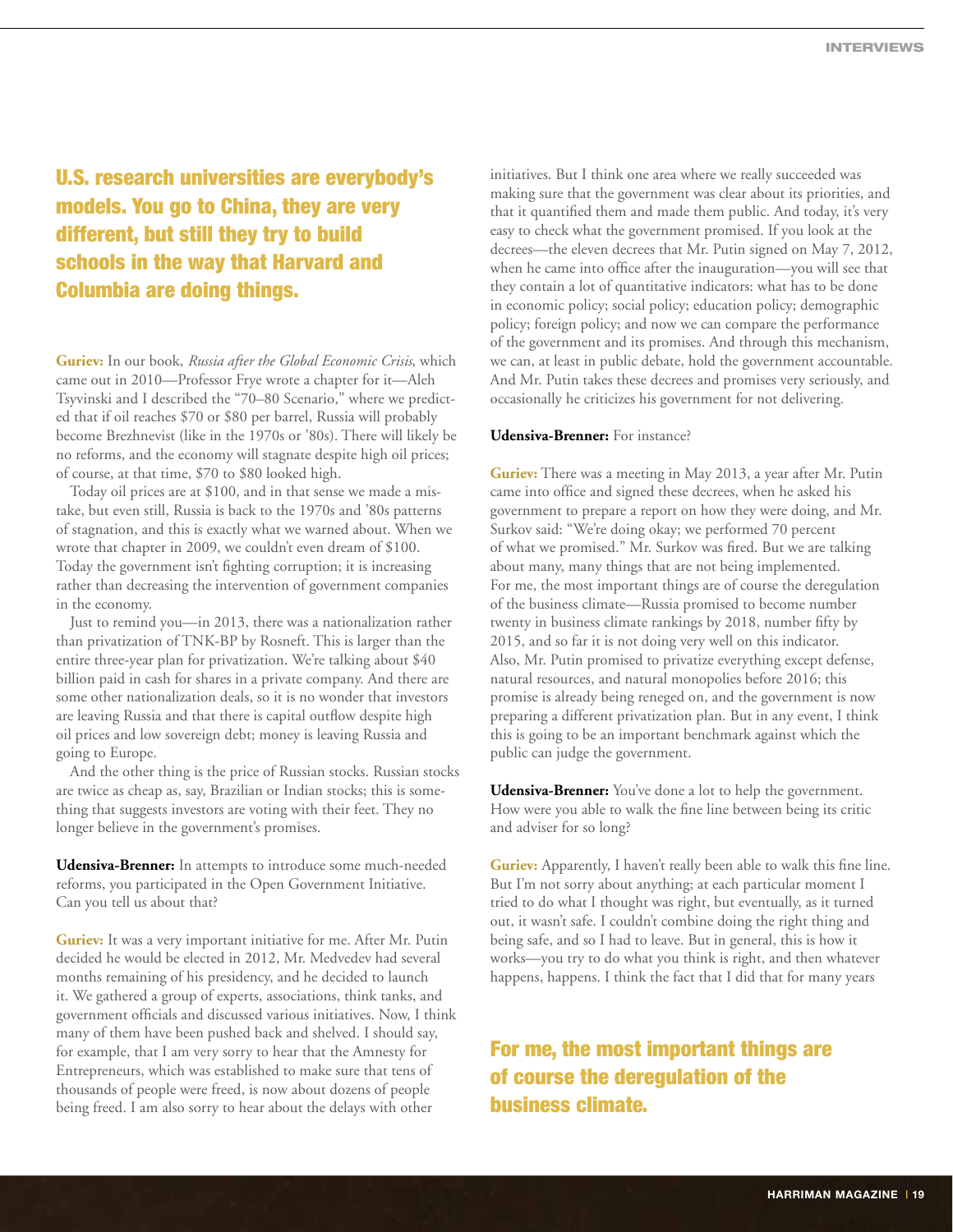**U.S. research universities are everybody's models. You go to China, they are very different, but still they try to build schools in the way that Harvard and Columbia are doing things.**

**Guriev:** In our book, *Russia after the Global Economic Crisis*, which came out in 2010—Professor Frye wrote a chapter for it—Aleh Tsyvinski and I described the "70–80 Scenario," where we predicted that if oil reaches $70 or $80 per barrel, Russia will probably become Brezhnevist (like in the 1970s or '80s). There will likely be no reforms, and the economy will stagnate despite high oil prices; of course, at that time, $70 to $80 looked high.

Today oil prices are at $100, and in that sense we made a mistake, but even still, Russia is back to the 1970s and '80s patterns of stagnation, and this is exactly what we warned about. When we wrote that chapter in 2009, we couldn't even dream of $100. Today the government isn't fighting corruption; it is increasing rather than decreasing the intervention of government companies in the economy.

Just to remind you—in 2013, there was a nationalization rather than privatization of TNK-BP by Rosneft. This is larger than the entire three-year plan for privatization. We're talking about $40 billion paid in cash for shares in a private company. And there are some other nationalization deals, so it is no wonder that investors are leaving Russia and that there is capital outflow despite high oil prices and low sovereign debt; money is leaving Russia and going to Europe.

And the other thing is the price of Russian stocks. Russian stocks are twice as cheap as, say, Brazilian or Indian stocks; this is something that suggests investors are voting with their feet. They no longer believe in the government's promises.

**Udensiva-Brenner:** In attempts to introduce some much-needed reforms, you participated in the Open Government Initiative. Can you tell us about that?

**Guriev:** It was a very important initiative for me. After Mr. Putin decided he would be elected in 2012, Mr. Medvedev had several months remaining of his presidency, and he decided to launch it. We gathered a group of experts, associations, think tanks, and government officials and discussed various initiatives. Now, I think many of them have been pushed back and shelved. I should say, for example, that I am very sorry to hear that the Amnesty for Entrepreneurs, which was established to make sure that tens of thousands of people were freed, is now about dozens of people being freed. I am also sorry to hear about the delays with other initiatives. But I think one area where we really succeeded was making sure that the government was clear about its priorities, and that it quantified them and made them public. And today, it's very easy to check what the government promised. If you look at the decrees—the eleven decrees that Mr. Putin signed on May 7, 2012, when he came into office after the inauguration—you will see that they contain a lot of quantitative indicators: what has to be done in economic policy; social policy; education policy; demographic policy; foreign policy; and now we can compare the performance of the government and its promises. And through this mechanism, we can, at least in public debate, hold the government accountable. And Mr. Putin takes these decrees and promises very seriously, and occasionally he criticizes his government for not delivering.

**Udensiva-Brenner:** For instance?

**Guriev:** There was a meeting in May 2013, a year after Mr. Putin came into office and signed these decrees, when he asked his government to prepare a report on how they were doing, and Mr. Surkov said: "We're doing okay; we performed 70 percent of what we promised." Mr. Surkov was fired. But we are talking about many, many things that are not being implemented. For me, the most important things are of course the deregulation of the business climate—Russia promised to become number twenty in business climate rankings by 2018, number fifty by 2015, and so far it is not doing very well on this indicator. Also, Mr. Putin promised to privatize everything except defense, natural resources, and natural monopolies before 2016; this promise is already being reneged on, and the government is now preparing a different privatization plan. But in any event, I think this is going to be an important benchmark against which the public can judge the government.

**Udensiva-Brenner:** You've done a lot to help the government. How were you able to walk the fine line between being its critic and adviser for so long?

**Guriev:** Apparently, I haven't really been able to walk this fine line. But I'm not sorry about anything; at each particular moment I tried to do what I thought was right, but eventually, as it turned out, it wasn't safe. I couldn't combine doing the right thing and being safe, and so I had to leave. But in general, this is how it works—you try to do what you think is right, and then whatever happens, happens. I think the fact that I did that for many years

**For me, the most important things are of course the deregulation of the business climate.**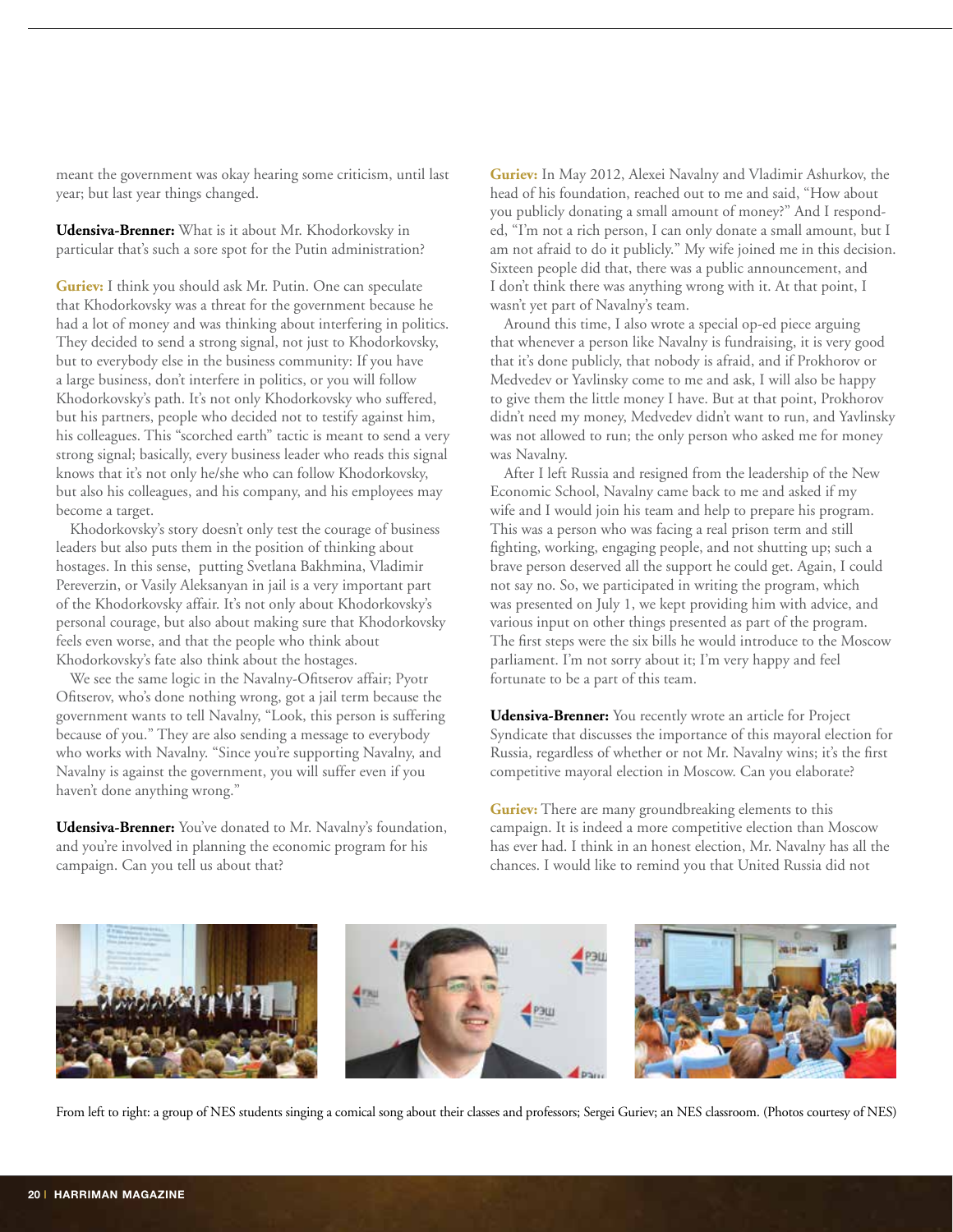meant the government was okay hearing some criticism, until last year; but last year things changed.

**Udensiva-Brenner:** What is it about Mr. Khodorkovsky in particular that's such a sore spot for the Putin administration?

**Guriev:** I think you should ask Mr. Putin. One can speculate that Khodorkovsky was a threat for the government because he had a lot of money and was thinking about interfering in politics. They decided to send a strong signal, not just to Khodorkovsky, but to everybody else in the business community: If you have a large business, don't interfere in politics, or you will follow Khodorkovsky's path. It's not only Khodorkovsky who suffered, but his partners, people who decided not to testify against him, his colleagues. This "scorched earth" tactic is meant to send a very strong signal; basically, every business leader who reads this signal knows that it's not only he/she who can follow Khodorkovsky, but also his colleagues, and his company, and his employees may become a target.

Khodorkovsky's story doesn't only test the courage of business leaders but also puts them in the position of thinking about hostages. In this sense, putting Svetlana Bakhmina, Vladimir Pereverzin, or Vasily Aleksanyan in jail is a very important part of the Khodorkovsky affair. It's not only about Khodorkovsky's personal courage, but also about making sure that Khodorkovsky feels even worse, and that the people who think about Khodorkovsky's fate also think about the hostages.

We see the same logic in the Navalny-Ofitserov affair; Pyotr Ofitserov, who's done nothing wrong, got a jail term because the government wants to tell Navalny, "Look, this person is suffering because of you." They are also sending a message to everybody who works with Navalny. "Since you're supporting Navalny, and Navalny is against the government, you will suffer even if you haven't done anything wrong."

**Udensiva-Brenner:** You've donated to Mr. Navalny's foundation, and you're involved in planning the economic program for his campaign. Can you tell us about that?

**Guriev:** In May 2012, Alexei Navalny and Vladimir Ashurkov, the head of his foundation, reached out to me and said, "How about you publicly donating a small amount of money?" And I responded, "I'm not a rich person, I can only donate a small amount, but I am not afraid to do it publicly." My wife joined me in this decision. Sixteen people did that, there was a public announcement, and I don't think there was anything wrong with it. At that point, I wasn't yet part of Navalny's team.

Around this time, I also wrote a special op-ed piece arguing that whenever a person like Navalny is fundraising, it is very good that it's done publicly, that nobody is afraid, and if Prokhorov or Medvedev or Yavlinsky come to me and ask, I will also be happy to give them the little money I have. But at that point, Prokhorov didn't need my money, Medvedev didn't want to run, and Yavlinsky was not allowed to run; the only person who asked me for money was Navalny.

After I left Russia and resigned from the leadership of the New Economic School, Navalny came back to me and asked if my wife and I would join his team and help to prepare his program. This was a person who was facing a real prison term and still fighting, working, engaging people, and not shutting up; such a brave person deserved all the support he could get. Again, I could not say no. So, we participated in writing the program, which was presented on July 1, we kept providing him with advice, and various input on other things presented as part of the program. The first steps were the six bills he would introduce to the Moscow parliament. I'm not sorry about it; I'm very happy and feel fortunate to be a part of this team.

**Udensiva-Brenner:** You recently wrote an article for Project Syndicate that discusses the importance of this mayoral election for Russia, regardless of whether or not Mr. Navalny wins; it's the first competitive mayoral election in Moscow. Can you elaborate?

**Guriev:** There are many groundbreaking elements to this campaign. It is indeed a more competitive election than Moscow has ever had. I think in an honest election, Mr. Navalny has all the chances. I would like to remind you that United Russia did not

From left to right: a group of NES students singing a comical song about their classes and professors; Sergei Guriev; an NES classroom. (Photos courtesy of NES)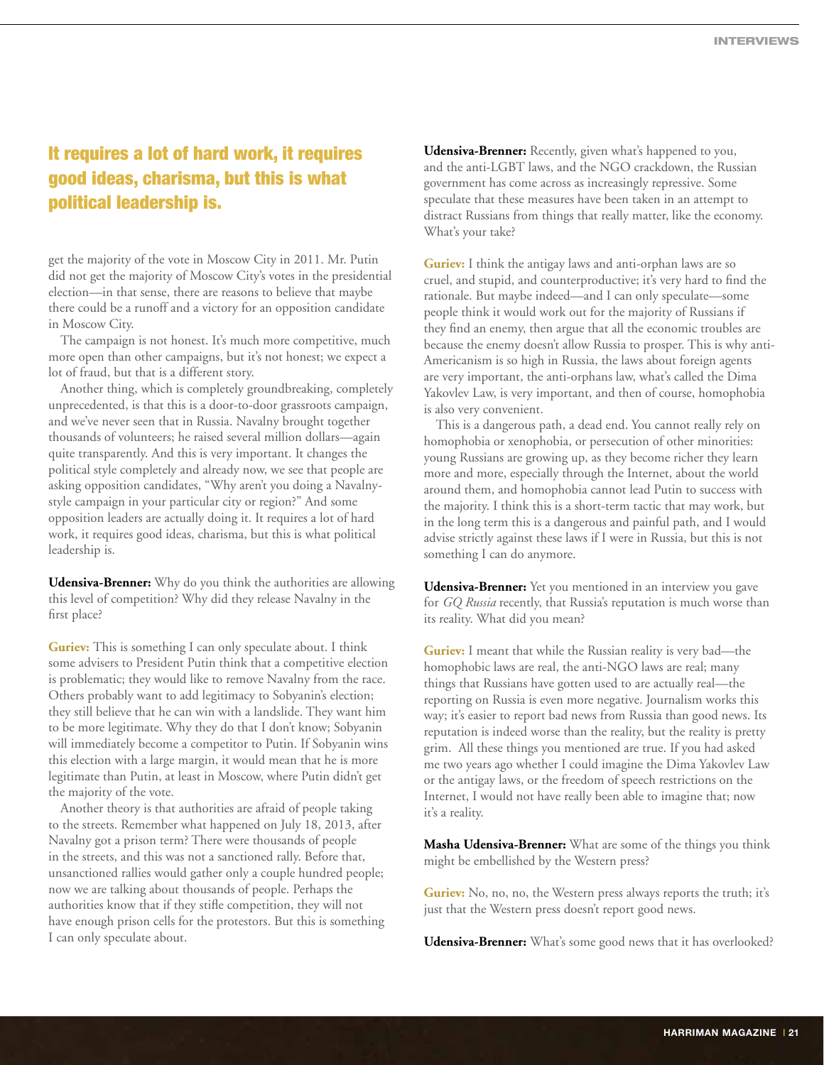**It requires a lot of hard work, it requires good ideas, charisma, but this is what political leadership is.**

get the majority of the vote in Moscow City in 2011. Mr. Putin did not get the majority of Moscow City's votes in the presidential election—in that sense, there are reasons to believe that maybe there could be a runoff and a victory for an opposition candidate in Moscow City.

The campaign is not honest. It's much more competitive, much more open than other campaigns, but it's not honest; we expect a lot of fraud, but that is a different story.

Another thing, which is completely groundbreaking, completely unprecedented, is that this is a door-to-door grassroots campaign, and we've never seen that in Russia. Navalny brought together thousands of volunteers; he raised several million dollars—again quite transparently. And this is very important. It changes the political style completely and already now, we see that people are asking opposition candidates, "Why aren't you doing a Navalny-style campaign in your particular city or region?" And some opposition leaders are actually doing it. It requires a lot of hard work, it requires good ideas, charisma, but this is what political leadership is.

**Udensiva-Brenner:** Why do you think the authorities are allowing this level of competition? Why did they release Navalny in the first place?

**Guriev:** This is something I can only speculate about. I think some advisers to President Putin think that a competitive election is problematic; they would like to remove Navalny from the race. Others probably want to add legitimacy to Sobyanin's election; they still believe that he can win with a landslide. They want him to be more legitimate. Why they do that I don't know; Sobyanin will immediately become a competitor to Putin. If Sobyanin wins this election with a large margin, it would mean that he is more legitimate than Putin, at least in Moscow, where Putin didn't get the majority of the vote.

Another theory is that authorities are afraid of people taking to the streets. Remember what happened on July 18, 2013, after Navalny got a prison term? There were thousands of people in the streets, and this was not a sanctioned rally. Before that, unsanctioned rallies would gather only a couple hundred people; now we are talking about thousands of people. Perhaps the authorities know that if they stifle competition, they will not have enough prison cells for the protestors. But this is something I can only speculate about.

**Udensiva-Brenner:** Recently, given what's happened to you, and the anti-LGBT laws, and the NGO crackdown, the Russian government has come across as increasingly repressive. Some speculate that these measures have been taken in an attempt to distract Russians from things that really matter, like the economy. What's your take?

**Guriev:** I think the antigay laws and anti-orphan laws are so cruel, and stupid, and counterproductive; it's very hard to find the rationale. But maybe indeed—and I can only speculate—some people think it would work out for the majority of Russians if they find an enemy, then argue that all the economic troubles are because the enemy doesn't allow Russia to prosper. This is why anti-Americanism is so high in Russia, the laws about foreign agents are very important, the anti-orphans law, what's called the Dima Yakovlev Law, is very important, and then of course, homophobia is also very convenient.

This is a dangerous path, a dead end. You cannot really rely on homophobia or xenophobia, or persecution of other minorities: young Russians are growing up, as they become richer they learn more and more, especially through the Internet, about the world around them, and homophobia cannot lead Putin to success with the majority. I think this is a short-term tactic that may work, but in the long term this is a dangerous and painful path, and I would advise strictly against these laws if I were in Russia, but this is not something I can do anymore.

**Udensiva-Brenner:** Yet you mentioned in an interview you gave for *GQ Russia* recently, that Russia's reputation is much worse than its reality. What did you mean?

**Guriev:** I meant that while the Russian reality is very bad—the homophobic laws are real, the anti-NGO laws are real; many things that Russians have gotten used to are actually real—the reporting on Russia is even more negative. Journalism works this way; it's easier to report bad news from Russia than good news. Its reputation is indeed worse than the reality, but the reality is pretty grim. All these things you mentioned are true. If you had asked me two years ago whether I could imagine the Dima Yakovlev Law or the antigay laws, or the freedom of speech restrictions on the Internet, I would not have really been able to imagine that; now it's a reality.

**Masha Udensiva-Brenner:** What are some of the things you think might be embellished by the Western press?

**Guriev:** No, no, no, the Western press always reports the truth; it's just that the Western press doesn't report good news.

**Udensiva-Brenner:** What's some good news that it has overlooked?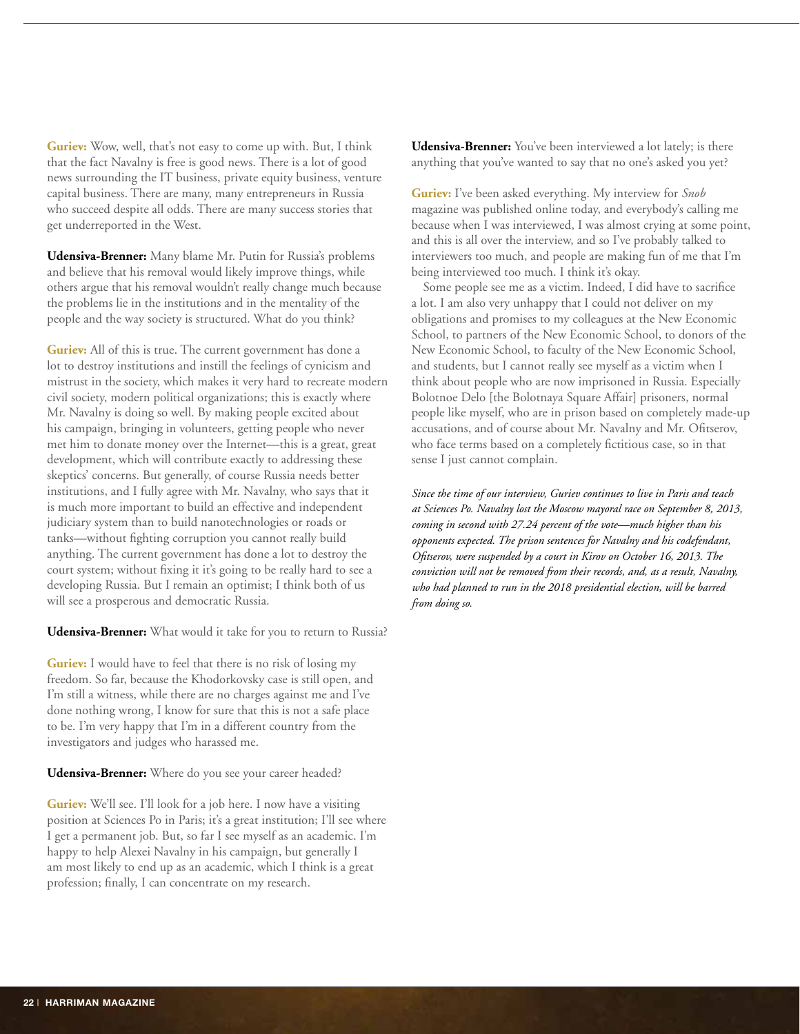**Guriev:** Wow, well, that's not easy to come up with. But, I think that the fact Navalny is free is good news. There is a lot of good news surrounding the IT business, private equity business, venture capital business. There are many, many entrepreneurs in Russia who succeed despite all odds. There are many success stories that get underreported in the West.

**Udensiva-Brenner:** Many blame Mr. Putin for Russia's problems and believe that his removal would likely improve things, while others argue that his removal wouldn't really change much because the problems lie in the institutions and in the mentality of the people and the way society is structured. What do you think?

**Guriev:** All of this is true. The current government has done a lot to destroy institutions and instill the feelings of cynicism and mistrust in the society, which makes it very hard to recreate modern civil society, modern political organizations; this is exactly where Mr. Navalny is doing so well. By making people excited about his campaign, bringing in volunteers, getting people who never met him to donate money over the Internet—this is a great, great development, which will contribute exactly to addressing these skeptics' concerns. But generally, of course Russia needs better institutions, and I fully agree with Mr. Navalny, who says that it is much more important to build an effective and independent judiciary system than to build nanotechnologies or roads or tanks—without fighting corruption you cannot really build anything. The current government has done a lot to destroy the court system; without fixing it it's going to be really hard to see a developing Russia. But I remain an optimist; I think both of us will see a prosperous and democratic Russia.

**Udensiva-Brenner:** What would it take for you to return to Russia?

**Guriev:** I would have to feel that there is no risk of losing my freedom. So far, because the Khodorkovsky case is still open, and I'm still a witness, while there are no charges against me and I've done nothing wrong, I know for sure that this is not a safe place to be. I'm very happy that I'm in a different country from the investigators and judges who harassed me.

**Udensiva-Brenner:** Where do you see your career headed?

**Guriev:** We'll see. I'll look for a job here. I now have a visiting position at Sciences Po in Paris; it's a great institution; I'll see where I get a permanent job. But, so far I see myself as an academic. I'm happy to help Alexei Navalny in his campaign, but generally I am most likely to end up as an academic, which I think is a great profession; finally, I can concentrate on my research.

**Udensiva-Brenner:** You've been interviewed a lot lately; is there anything that you've wanted to say that no one's asked you yet?

**Guriev:** I've been asked everything. My interview for *Snob* magazine was published online today, and everybody's calling me because when I was interviewed, I was almost crying at some point, and this is all over the interview, and so I've probably talked to interviewers too much, and people are making fun of me that I'm being interviewed too much. I think it's okay.

Some people see me as a victim. Indeed, I did have to sacrifice a lot. I am also very unhappy that I could not deliver on my obligations and promises to my colleagues at the New Economic School, to partners of the New Economic School, to donors of the New Economic School, to faculty of the New Economic School, and students, but I cannot really see myself as a victim when I think about people who are now imprisoned in Russia. Especially Bolotnoe Delo [the Bolotnaya Square Affair] prisoners, normal people like myself, who are in prison based on completely made-up accusations, and of course about Mr. Navalny and Mr. Ofitserov, who face terms based on a completely fictitious case, so in that sense I just cannot complain.

*Since the time of our interview, Guriev continues to live in Paris and teach at Sciences Po. Navalny lost the Moscow mayoral race on September 8, 2013, coming in second with 27.24 percent of the vote—much higher than his opponents expected. The prison sentences for Navalny and his codefendant, Ofitserov, were suspended by a court in Kirov on October 16, 2013. The conviction will not be removed from their records, and, as a result, Navalny, who had planned to run in the 2018 presidential election, will be barred from doing so.*